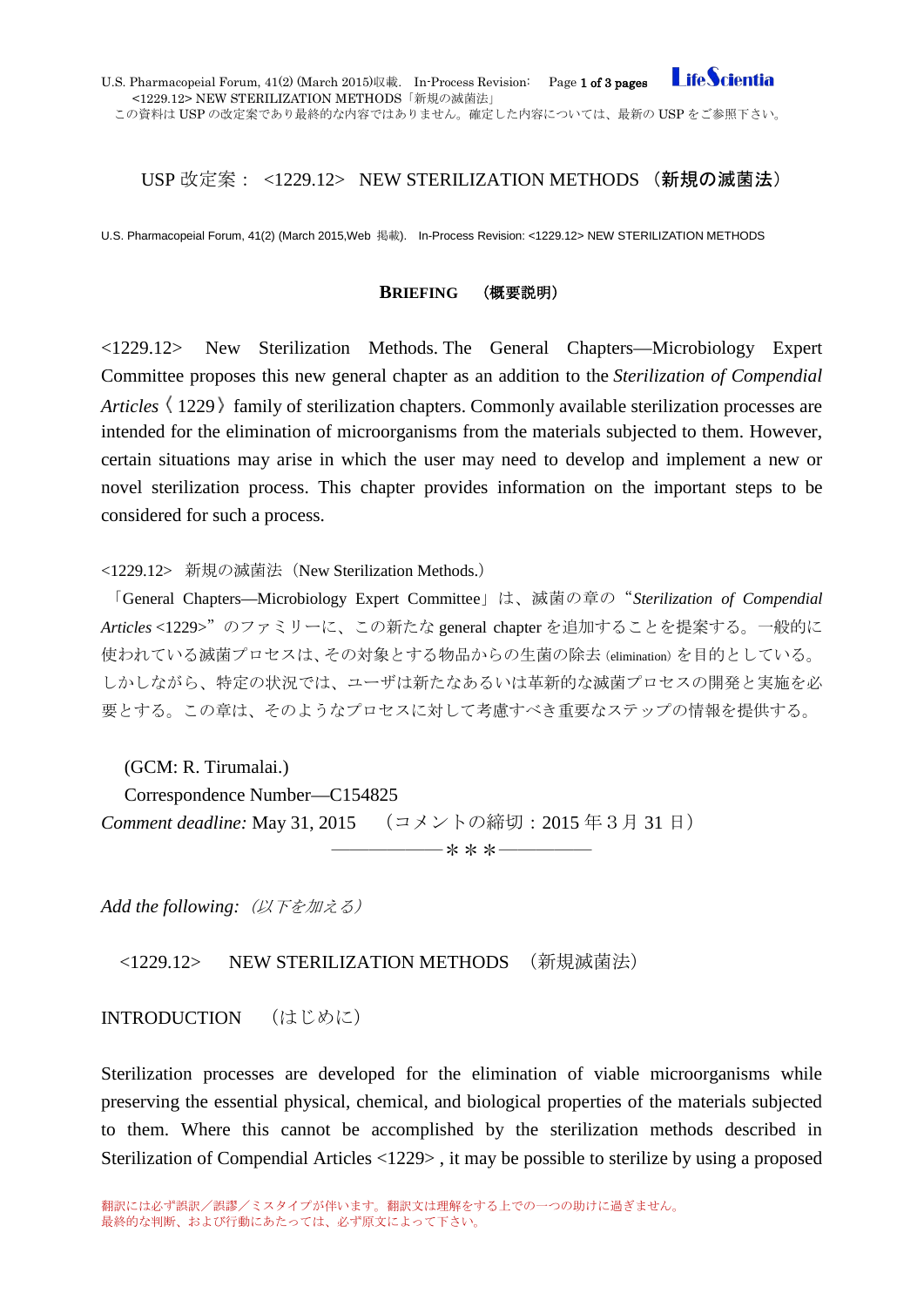# USP 改定案： <1229.12> NEW STERILIZATION METHODS （新規の滅菌法）

U.S. Pharmacopeial Forum, 41(2) (March 2015,Web 掲載). In-Process Revision: <1229.12> NEW STERILIZATION METHODS

## BRIEFING （概要説明）

<1229.12> New Sterilization Methods. The General Chapters—Microbiology Expert Committee proposes this new general chapter as an addition to the *Sterilization of Compendial Articles*〈1229〉family of sterilization chapters. Commonly available sterilization processes are intended for the elimination of microorganisms from the materials subjected to them. However, certain situations may arise in which the user may need to develop and implement a new or novel sterilization process. This chapter provides information on the important steps to be considered for such a process.

<1229.12> 新規の滅菌法（New Sterilization Methods.）

「General Chapters—Microbiology Expert Committee」は、滅菌の章の“*Sterilization of Compendial Articles* <1229>”のファミリーに、この新たな general chapter を追加することを提案する。一般的に使われている滅菌プロセスは、その対象とする物品からの生菌の除去 (elimination) を目的としている。しかしながら、特定の状況では、ユーザは新たなあるいは革新的な滅菌プロセスの開発と実施を必要とする。この章は、そのようなプロセスに対して考慮すべき重要なステップの情報を提供する。

(GCM: R. Tirumalai.)

Correspondence Number—C154825

*Comment deadline:* May 31, 2015 （コメントの締切：2015 年３月 31 日）

——————＊＊＊—————

*Add the following:* *（以下を加える）*

## <1229.12> NEW STERILIZATION METHODS （新規滅菌法）

### INTRODUCTION （はじめに）

Sterilization processes are developed for the elimination of viable microorganisms while preserving the essential physical, chemical, and biological properties of the materials subjected to them. Where this cannot be accomplished by the sterilization methods described in Sterilization of Compendial Articles <1229> , it may be possible to sterilize by using a proposed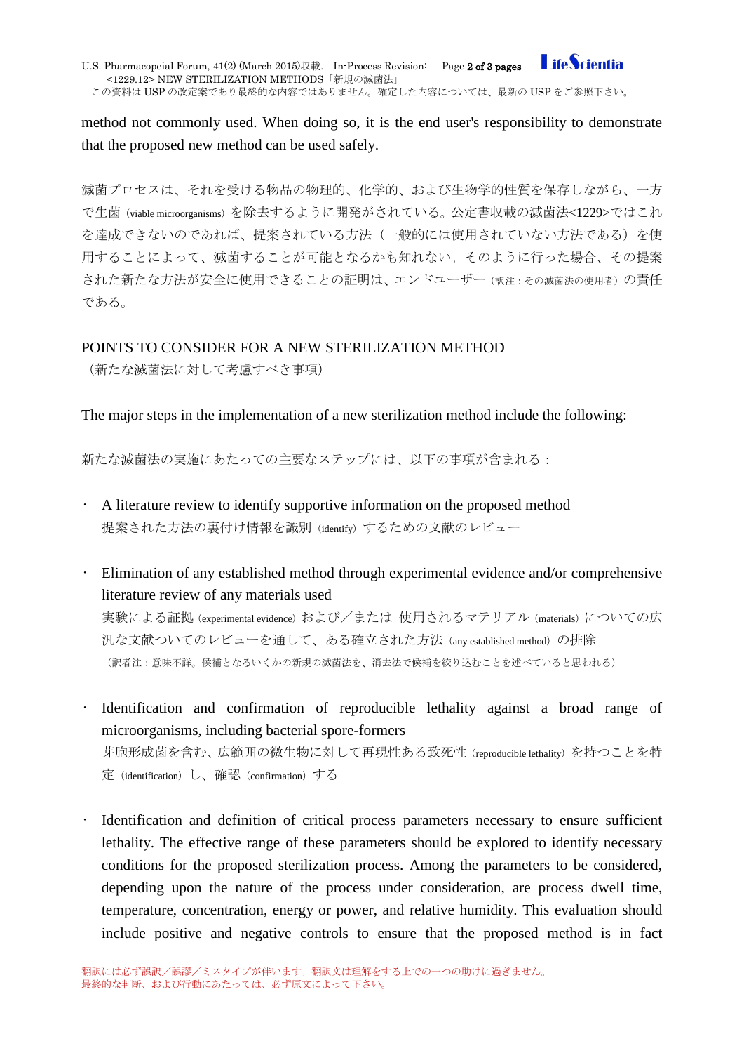method not commonly used. When doing so, it is the end user's responsibility to demonstrate that the proposed new method can be used safely.

滅菌プロセスは、それを受ける物品の物理的、化学的、および生物学的性質を保存しながら、一方で生菌（viable microorganisms）を除去するように開発がされている。公定書収載の滅菌法<1229>ではこれを達成できないのであれば、提案されている方法（一般的には使用されていない方法である）を使用することによって、滅菌することが可能となるかも知れない。そのように行った場合、その提案された新たな方法が安全に使用できることの証明は、エンドユーザー（訳注：その滅菌法の使用者）の責任である。

## POINTS TO CONSIDER FOR A NEW STERILIZATION METHOD

（新たな滅菌法に対して考慮すべき事項）

The major steps in the implementation of a new sterilization method include the following:

新たな滅菌法の実施にあたっての主要なステップには、以下の事項が含まれる：

- A literature review to identify supportive information on the proposed method
  提案された方法の裏付け情報を識別（identify）するための文献のレビュー

- Elimination of any established method through experimental evidence and/or comprehensive literature review of any materials used
  実験による証拠（experimental evidence）および／または 使用されるマテリアル（materials）についての広汎な文献ついてのレビューを通して、ある確立された方法（any established method）の排除
  （訳者注：意味不詳。候補となるいくかの新規の滅菌法を、消去法で候補を絞り込むことを述べていると思われる）

- Identification and confirmation of reproducible lethality against a broad range of microorganisms, including bacterial spore-formers
  芽胞形成菌を含む、広範囲の微生物に対して再現性ある致死性（reproducible lethality）を持つことを特定（identification）し、確認（confirmation）する

- Identification and definition of critical process parameters necessary to ensure sufficient lethality. The effective range of these parameters should be explored to identify necessary conditions for the proposed sterilization process. Among the parameters to be considered, depending upon the nature of the process under consideration, are process dwell time, temperature, concentration, energy or power, and relative humidity. This evaluation should include positive and negative controls to ensure that the proposed method is in fact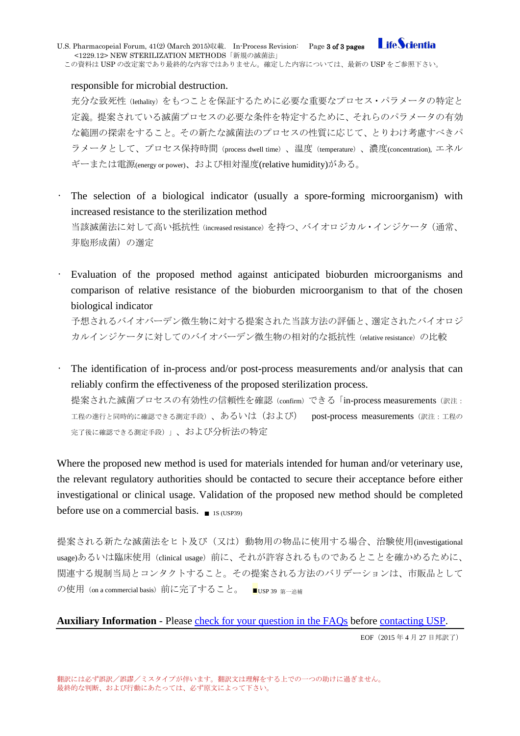responsible for microbial destruction.

充分な致死性（lethality）をもつことを保証するために必要な重要なプロセス・パラメータの特定と定義。提案されている滅菌プロセスの必要な条件を特定するために、それらのパラメータの有効な範囲の探索をすること。その新たな滅菌法のプロセスの性質に応じて、とりわけ考慮すべきパラメータとして、プロセス保持時間（process dwell time）、温度（temperature）、濃度(concentration), エネルギーまたは電源(energy or power)、および相対湿度(relative humidity)がある。

- The selection of a biological indicator (usually a spore-forming microorganism) with increased resistance to the sterilization method
  当該滅菌法に対して高い抵抗性（increased resistance）を持つ、バイオロジカル・インジケータ（通常、芽胞形成菌）の選定

- Evaluation of the proposed method against anticipated bioburden microorganisms and comparison of relative resistance of the bioburden microorganism to that of the chosen biological indicator
  予想されるバイオバーデン微生物に対する提案された当該方法の評価と、選定されたバイオロジカルインジケータに対してのバイオバーデン微生物の相対的な抵抗性（relative resistance）の比較

- The identification of in-process and/or post-process measurements and/or analysis that can reliably confirm the effectiveness of the proposed sterilization process.
  提案された滅菌プロセスの有効性の信頼性を確認（confirm）できる「in-process measurements（訳注：工程の進行と同時的に確認できる測定手段）、あるいは（および） post-process measurements（訳注：工程の完了後に確認できる測定手段）」、および分析法の特定

Where the proposed new method is used for materials intended for human and/or veterinary use, the relevant regulatory authorities should be contacted to secure their acceptance before either investigational or clinical usage. Validation of the proposed new method should be completed before use on a commercial basis. ■ 1S (USP39)

提案される新たな滅菌法をヒト及び（又は）動物用の物品に使用する場合、治験使用(investigational usage)あるいは臨床使用（clinical usage）前に、それが許容されるものであることを確かめるために、関連する規制当局とコンタクトすること。その提案される方法のバリデーションは、市販品としての使用（on a commercial basis）前に完了すること。 ■USP 39 第一追補

**Auxiliary Information** - Please check for your question in the FAQs before contacting USP.

EOF（2015 年 4 月 27 日邦訳了）

翻訳には必ず誤訳／誤謬／ミスタイプが伴います。翻訳文は理解をする上での一つの助けに過ぎません。
最終的な判断、および行動にあたっては、必ず原文によって下さい。